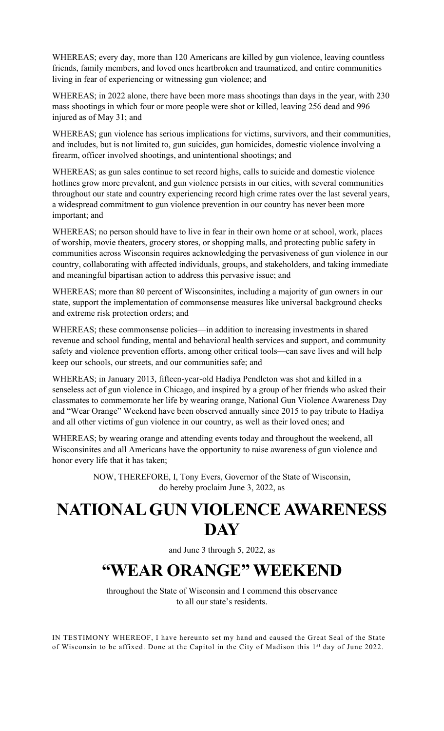WHEREAS; every day, more than 120 Americans are killed by gun violence, leaving countless friends, family members, and loved ones heartbroken and traumatized, and entire communities living in fear of experiencing or witnessing gun violence; and

WHEREAS; in 2022 alone, there have been more mass shootings than days in the year, with 230 mass shootings in which four or more people were shot or killed, leaving 256 dead and 996 injured as of May 31; and

WHEREAS; gun violence has serious implications for victims, survivors, and their communities, and includes, but is not limited to, gun suicides, gun homicides, domestic violence involving a firearm, officer involved shootings, and unintentional shootings; and

WHEREAS; as gun sales continue to set record highs, calls to suicide and domestic violence hotlines grow more prevalent, and gun violence persists in our cities, with several communities throughout our state and country experiencing record high crime rates over the last several years, a widespread commitment to gun violence prevention in our country has never been more important; and

WHEREAS; no person should have to live in fear in their own home or at school, work, places of worship, movie theaters, grocery stores, or shopping malls, and protecting public safety in communities across Wisconsin requires acknowledging the pervasiveness of gun violence in our country, collaborating with affected individuals, groups, and stakeholders, and taking immediate and meaningful bipartisan action to address this pervasive issue; and

WHEREAS; more than 80 percent of Wisconsinites, including a majority of gun owners in our state, support the implementation of commonsense measures like universal background checks and extreme risk protection orders; and

WHEREAS; these commonsense policies—in addition to increasing investments in shared revenue and school funding, mental and behavioral health services and support, and community safety and violence prevention efforts, among other critical tools—can save lives and will help keep our schools, our streets, and our communities safe; and

WHEREAS; in January 2013, fifteen-year-old Hadiya Pendleton was shot and killed in a senseless act of gun violence in Chicago, and inspired by a group of her friends who asked their classmates to commemorate her life by wearing orange, National Gun Violence Awareness Day and "Wear Orange" Weekend have been observed annually since 2015 to pay tribute to Hadiya and all other victims of gun violence in our country, as well as their loved ones; and

WHEREAS; by wearing orange and attending events today and throughout the weekend, all Wisconsinites and all Americans have the opportunity to raise awareness of gun violence and honor every life that it has taken;

NOW, THEREFORE, I, Tony Evers, Governor of the State of Wisconsin, do hereby proclaim June 3, 2022, as

# NATIONAL GUN VIOLENCE AWARENESS DAY

and June 3 through 5, 2022, as

# "WEAR ORANGE" WEEKEND

throughout the State of Wisconsin and I commend this observance to all our state's residents.

IN TESTIMONY WHEREOF, I have hereunto set my hand and caused the Great Seal of the State of Wisconsin to be affixed. Done at the Capitol in the City of Madison this 1st day of June 2022.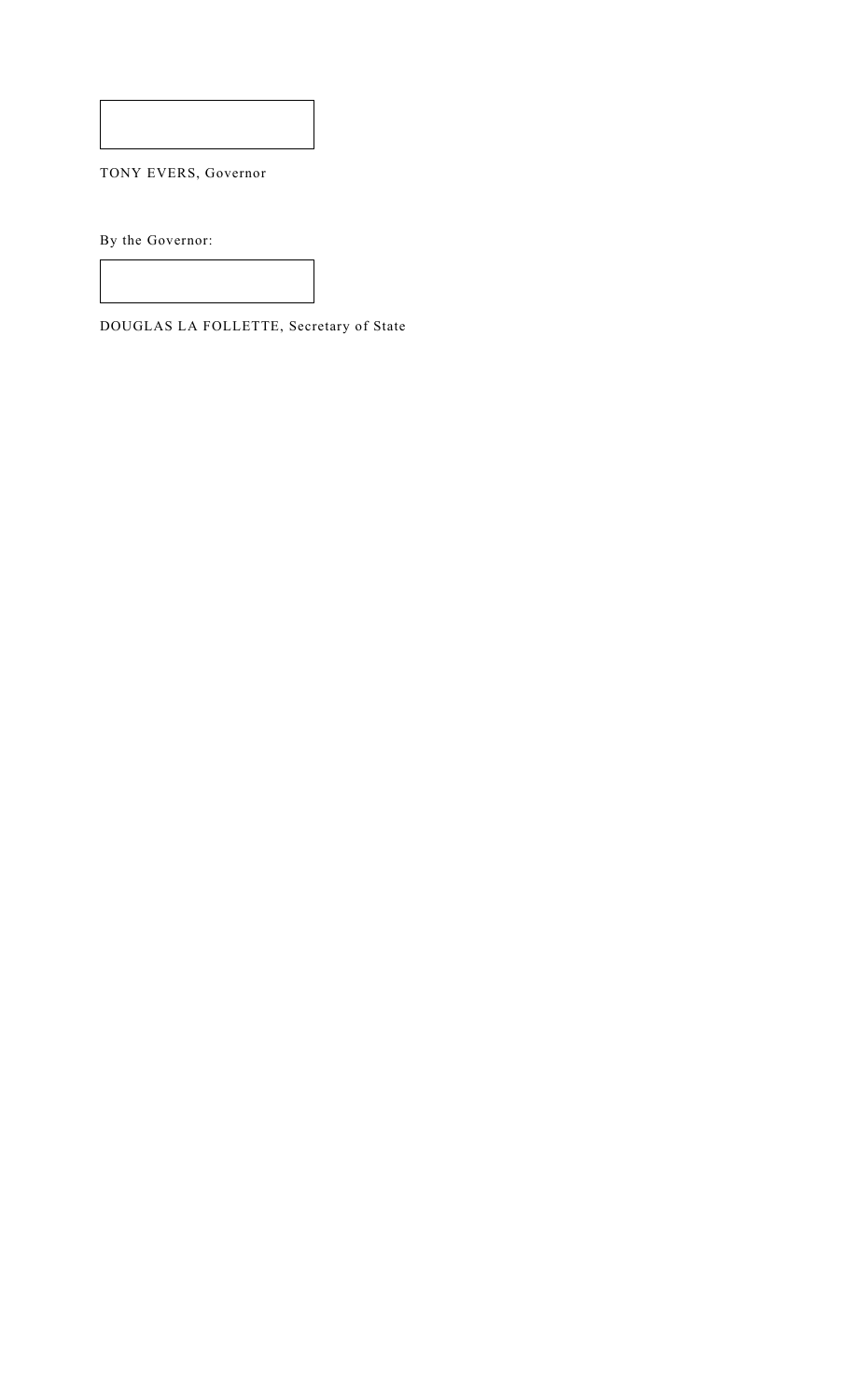TONY EVERS, Governor

By the Governor:

DOUGLAS LA FOLLETTE, Secretary of State